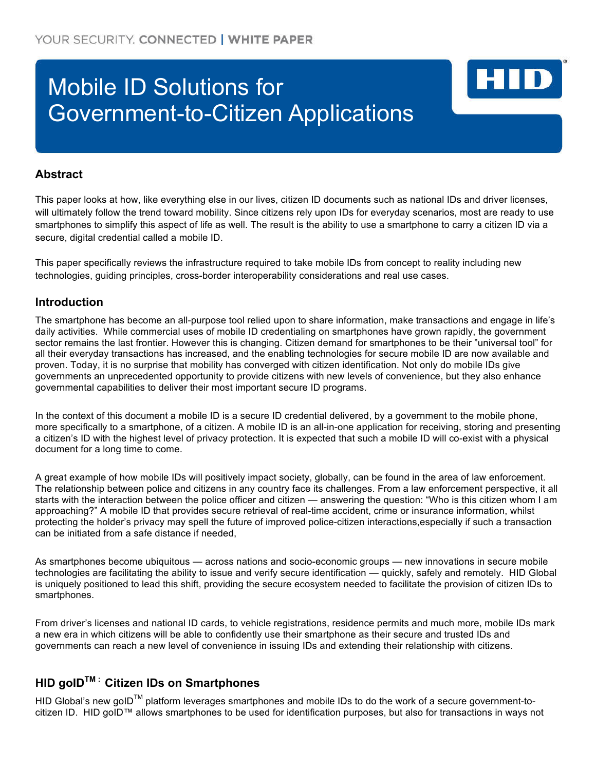YOUR SECURITY. **CONNECTED** | **WHITE PAPER**

# Mobile ID Solutions for Government-to-Citizen Applications

## Abstract

This paper looks at how, like everything else in our lives, citizen ID documents such as national IDs and driver licenses, will ultimately follow the trend toward mobility. Since citizens rely upon IDs for everyday scenarios, most are ready to use smartphones to simplify this aspect of life as well. The result is the ability to use a smartphone to carry a citizen ID via a secure, digital credential called a mobile ID.

This paper specifically reviews the infrastructure required to take mobile IDs from concept to reality including new technologies, guiding principles, cross-border interoperability considerations and real use cases.

## Introduction

The smartphone has become an all-purpose tool relied upon to share information, make transactions and engage in life's daily activities. While commercial uses of mobile ID credentialing on smartphones have grown rapidly, the government sector remains the last frontier. However this is changing. Citizen demand for smartphones to be their "universal tool" for all their everyday transactions has increased, and the enabling technologies for secure mobile ID are now available and proven. Today, it is no surprise that mobility has converged with citizen identification. Not only do mobile IDs give governments an unprecedented opportunity to provide citizens with new levels of convenience, but they also enhance governmental capabilities to deliver their most important secure ID programs.

In the context of this document a mobile ID is a secure ID credential delivered, by a government to the mobile phone, more specifically to a smartphone, of a citizen. A mobile ID is an all-in-one application for receiving, storing and presenting a citizen's ID with the highest level of privacy protection. It is expected that such a mobile ID will co-exist with a physical document for a long time to come.

A great example of how mobile IDs will positively impact society, globally, can be found in the area of law enforcement. The relationship between police and citizens in any country face its challenges. From a law enforcement perspective, it all starts with the interaction between the police officer and citizen — answering the question: "Who is this citizen whom I am approaching?" A mobile ID that provides secure retrieval of real-time accident, crime or insurance information, whilst protecting the holder's privacy may spell the future of improved police-citizen interactions,especially if such a transaction can be initiated from a safe distance if needed,

As smartphones become ubiquitous — across nations and socio-economic groups — new innovations in secure mobile technologies are facilitating the ability to issue and verify secure identification — quickly, safely and remotely. HID Global is uniquely positioned to lead this shift, providing the secure ecosystem needed to facilitate the provision of citizen IDs to smartphones.

From driver's licenses and national ID cards, to vehicle registrations, residence permits and much more, mobile IDs mark a new era in which citizens will be able to confidently use their smartphone as their secure and trusted IDs and governments can reach a new level of convenience in issuing IDs and extending their relationship with citizens.

## HID goID™: Citizen IDs on Smartphones

HID Global's new goID™ platform leverages smartphones and mobile IDs to do the work of a secure government-to-citizen ID. HID goID™ allows smartphones to be used for identification purposes, but also for transactions in ways not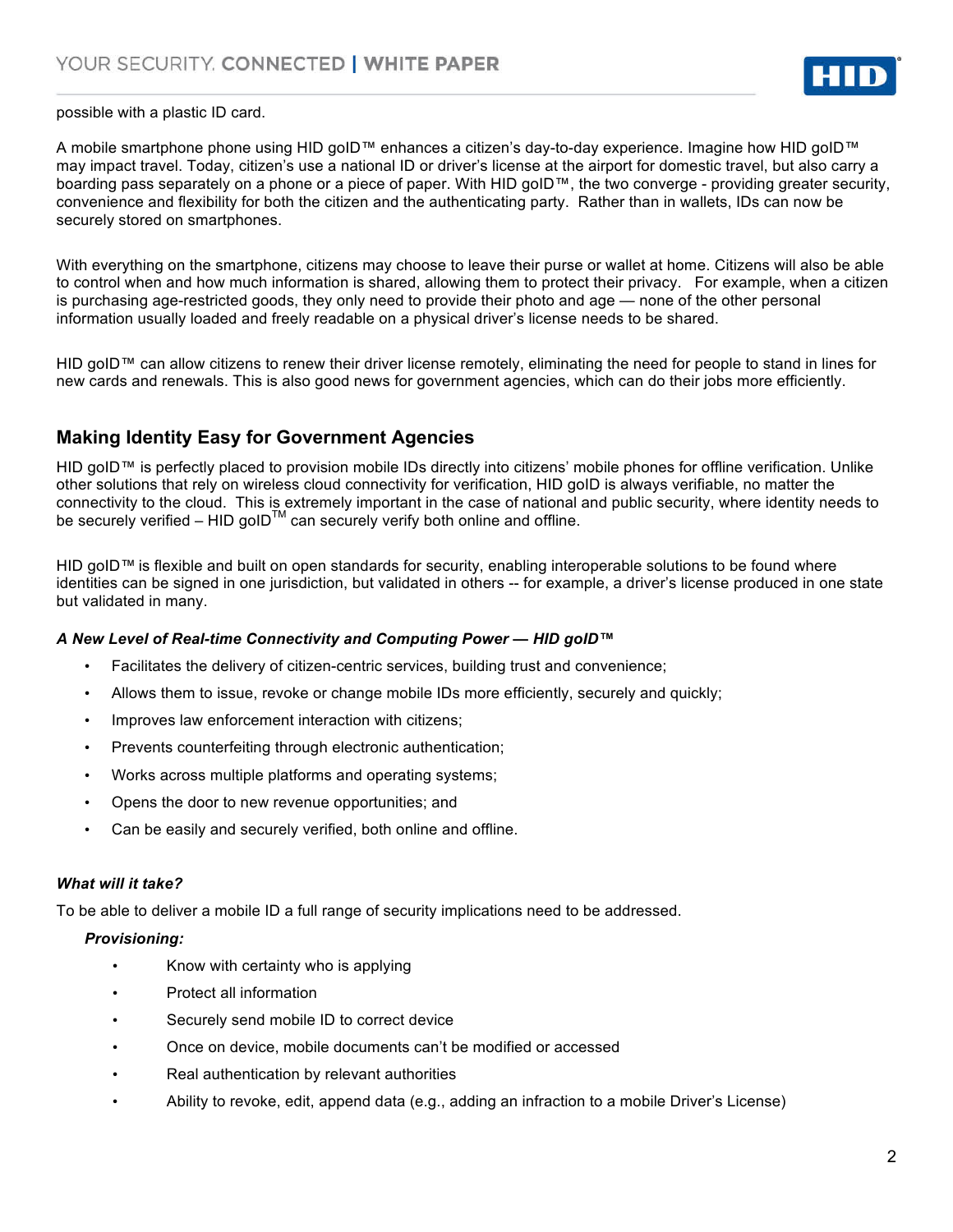possible with a plastic ID card.

A mobile smartphone phone using HID goID™ enhances a citizen's day-to-day experience. Imagine how HID goID™ may impact travel. Today, citizen's use a national ID or driver's license at the airport for domestic travel, but also carry a boarding pass separately on a phone or a piece of paper. With HID goID™, the two converge - providing greater security, convenience and flexibility for both the citizen and the authenticating party. Rather than in wallets, IDs can now be securely stored on smartphones.

With everything on the smartphone, citizens may choose to leave their purse or wallet at home. Citizens will also be able to control when and how much information is shared, allowing them to protect their privacy. For example, when a citizen is purchasing age-restricted goods, they only need to provide their photo and age — none of the other personal information usually loaded and freely readable on a physical driver's license needs to be shared.

HID goID™ can allow citizens to renew their driver license remotely, eliminating the need for people to stand in lines for new cards and renewals. This is also good news for government agencies, which can do their jobs more efficiently.

## Making Identity Easy for Government Agencies

HID goID™ is perfectly placed to provision mobile IDs directly into citizens' mobile phones for offline verification. Unlike other solutions that rely on wireless cloud connectivity for verification, HID goID is always verifiable, no matter the connectivity to the cloud. This is extremely important in the case of national and public security, where identity needs to be securely verified – HID goID™ can securely verify both online and offline.

HID goID™ is flexible and built on open standards for security, enabling interoperable solutions to be found where identities can be signed in one jurisdiction, but validated in others -- for example, a driver's license produced in one state but validated in many.

***A New Level of Real-time Connectivity and Computing Power — HID goID™***

- Facilitates the delivery of citizen-centric services, building trust and convenience;
- Allows them to issue, revoke or change mobile IDs more efficiently, securely and quickly;
- Improves law enforcement interaction with citizens;
- Prevents counterfeiting through electronic authentication;
- Works across multiple platforms and operating systems;
- Opens the door to new revenue opportunities; and
- Can be easily and securely verified, both online and offline.

***What will it take?***

To be able to deliver a mobile ID a full range of security implications need to be addressed.

***Provisioning:***

- Know with certainty who is applying
- Protect all information
- Securely send mobile ID to correct device
- Once on device, mobile documents can't be modified or accessed
- Real authentication by relevant authorities
- Ability to revoke, edit, append data (e.g., adding an infraction to a mobile Driver's License)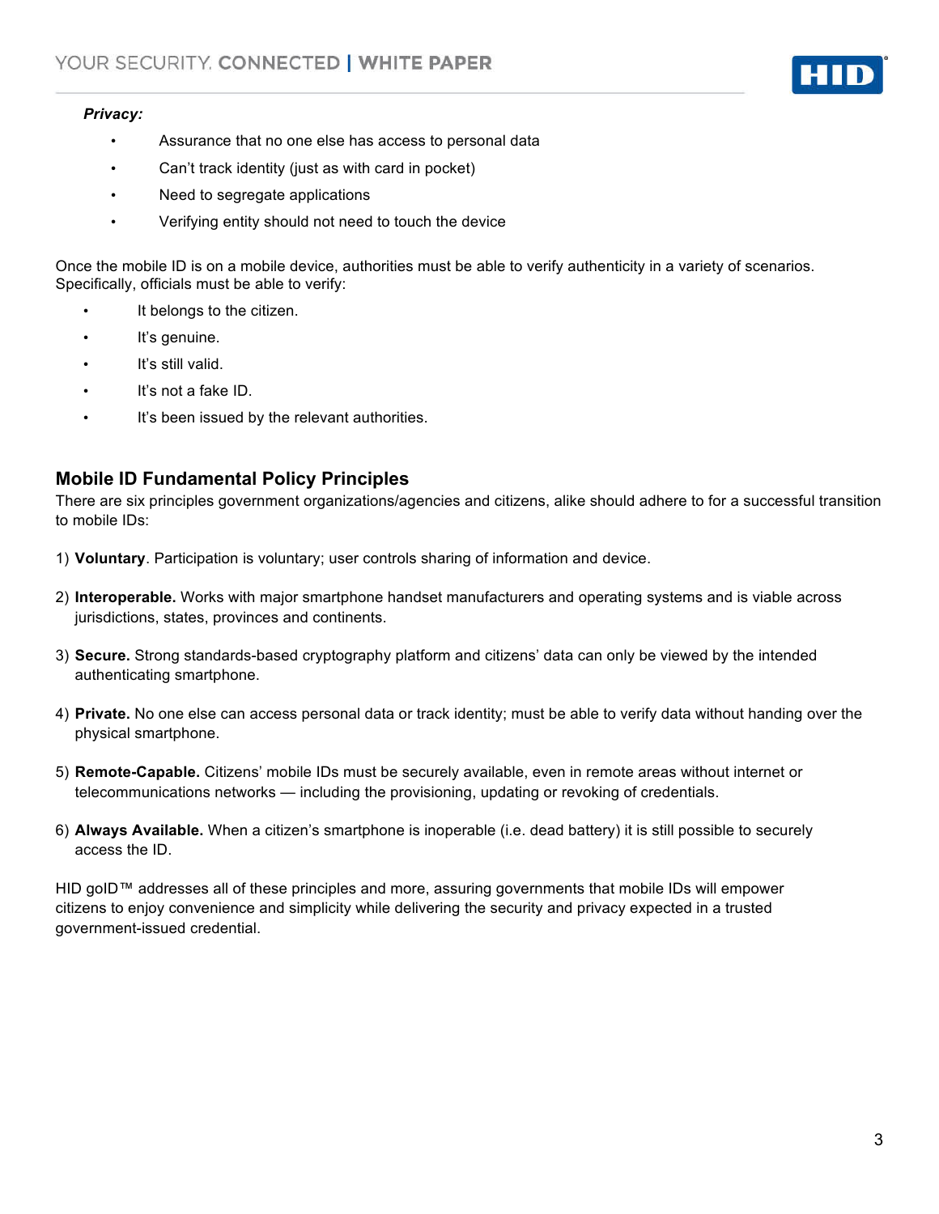***Privacy:***

- Assurance that no one else has access to personal data
- Can't track identity (just as with card in pocket)
- Need to segregate applications
- Verifying entity should not need to touch the device

Once the mobile ID is on a mobile device, authorities must be able to verify authenticity in a variety of scenarios. Specifically, officials must be able to verify:

- It belongs to the citizen.
- It's genuine.
- It's still valid.
- It's not a fake ID.
- It's been issued by the relevant authorities.

## Mobile ID Fundamental Policy Principles

There are six principles government organizations/agencies and citizens, alike should adhere to for a successful transition to mobile IDs:

1) **Voluntary**. Participation is voluntary; user controls sharing of information and device.

2) **Interoperable.** Works with major smartphone handset manufacturers and operating systems and is viable across jurisdictions, states, provinces and continents.

3) **Secure.** Strong standards-based cryptography platform and citizens' data can only be viewed by the intended authenticating smartphone.

4) **Private.** No one else can access personal data or track identity; must be able to verify data without handing over the physical smartphone.

5) **Remote-Capable.** Citizens' mobile IDs must be securely available, even in remote areas without internet or telecommunications networks — including the provisioning, updating or revoking of credentials.

6) **Always Available.** When a citizen's smartphone is inoperable (i.e. dead battery) it is still possible to securely access the ID.

HID goID™ addresses all of these principles and more, assuring governments that mobile IDs will empower citizens to enjoy convenience and simplicity while delivering the security and privacy expected in a trusted government-issued credential.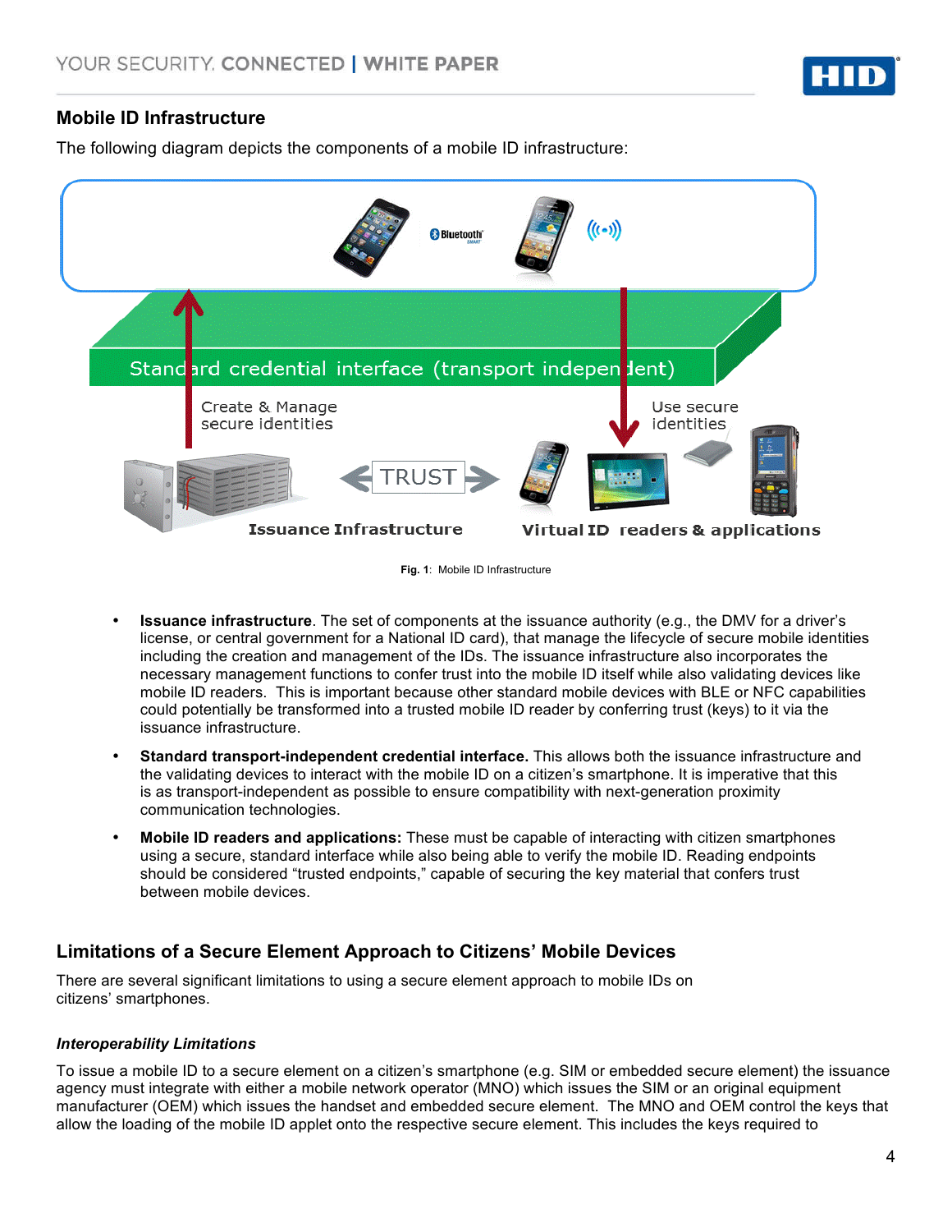## Mobile ID Infrastructure

The following diagram depicts the components of a mobile ID infrastructure:

Fig. 1: Mobile ID Infrastructure

- **Issuance infrastructure**. The set of components at the issuance authority (e.g., the DMV for a driver's license, or central government for a National ID card), that manage the lifecycle of secure mobile identities including the creation and management of the IDs. The issuance infrastructure also incorporates the necessary management functions to confer trust into the mobile ID itself while also validating devices like mobile ID readers. This is important because other standard mobile devices with BLE or NFC capabilities could potentially be transformed into a trusted mobile ID reader by conferring trust (keys) to it via the issuance infrastructure.
- **Standard transport-independent credential interface.** This allows both the issuance infrastructure and the validating devices to interact with the mobile ID on a citizen's smartphone. It is imperative that this is as transport-independent as possible to ensure compatibility with next-generation proximity communication technologies.
- **Mobile ID readers and applications:** These must be capable of interacting with citizen smartphones using a secure, standard interface while also being able to verify the mobile ID. Reading endpoints should be considered "trusted endpoints," capable of securing the key material that confers trust between mobile devices.

## Limitations of a Secure Element Approach to Citizens' Mobile Devices

There are several significant limitations to using a secure element approach to mobile IDs on citizens' smartphones.

### *Interoperability Limitations*

To issue a mobile ID to a secure element on a citizen's smartphone (e.g. SIM or embedded secure element) the issuance agency must integrate with either a mobile network operator (MNO) which issues the SIM or an original equipment manufacturer (OEM) which issues the handset and embedded secure element. The MNO and OEM control the keys that allow the loading of the mobile ID applet onto the respective secure element. This includes the keys required to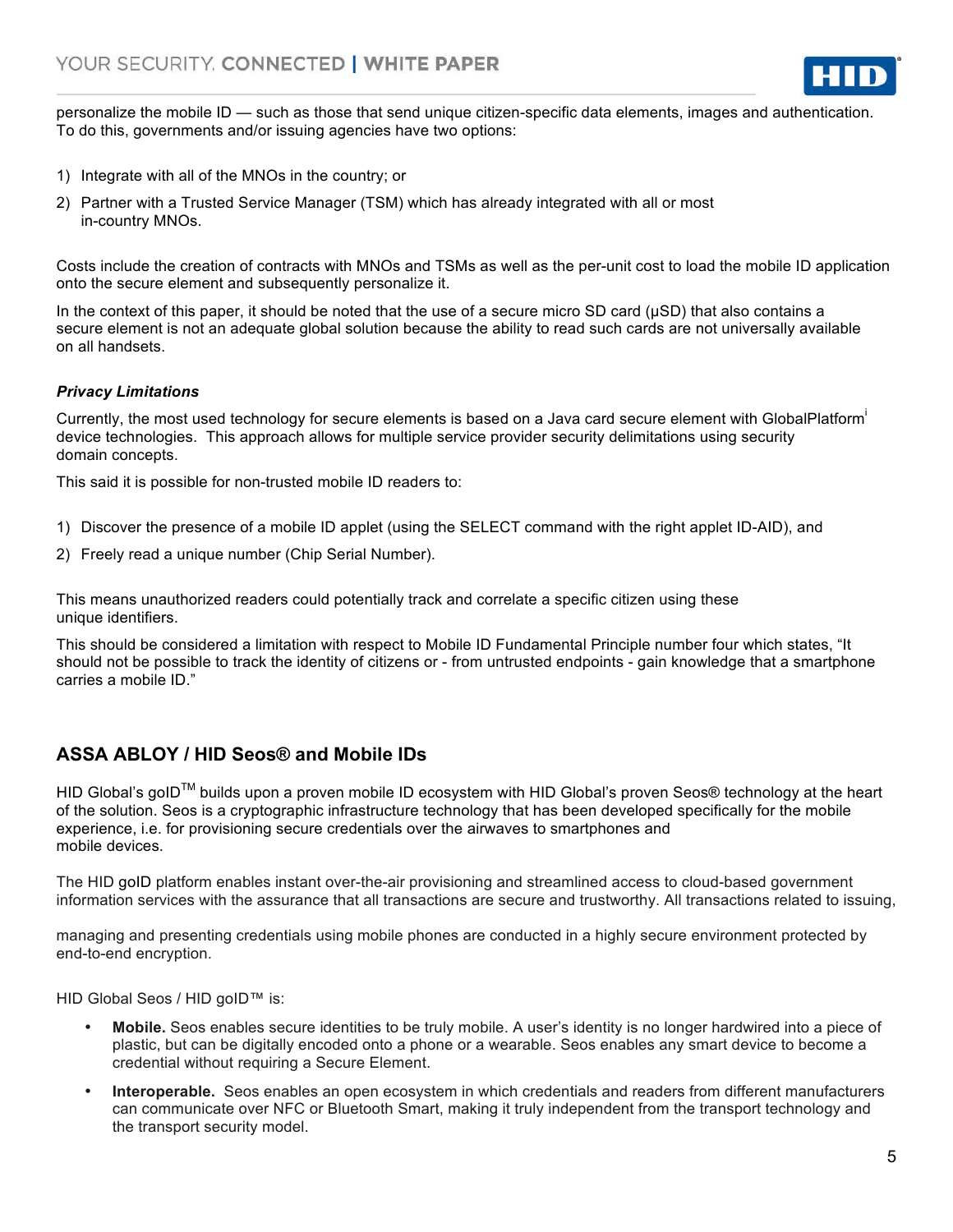personalize the mobile ID — such as those that send unique citizen-specific data elements, images and authentication. To do this, governments and/or issuing agencies have two options:

1) Integrate with all of the MNOs in the country; or
2) Partner with a Trusted Service Manager (TSM) which has already integrated with all or most in-country MNOs.

Costs include the creation of contracts with MNOs and TSMs as well as the per-unit cost to load the mobile ID application onto the secure element and subsequently personalize it.

In the context of this paper, it should be noted that the use of a secure micro SD card (μSD) that also contains a secure element is not an adequate global solution because the ability to read such cards are not universally available on all handsets.

***Privacy Limitations***

Currently, the most used technology for secure elements is based on a Java card secure element with GlobalPlatform[i] device technologies.  This approach allows for multiple service provider security delimitations using security domain concepts.

This said it is possible for non-trusted mobile ID readers to:

1) Discover the presence of a mobile ID applet (using the SELECT command with the right applet ID-AID), and
2) Freely read a unique number (Chip Serial Number).

This means unauthorized readers could potentially track and correlate a specific citizen using these unique identifiers.

This should be considered a limitation with respect to Mobile ID Fundamental Principle number four which states, "It should not be possible to track the identity of citizens or - from untrusted endpoints - gain knowledge that a smartphone carries a mobile ID."

## ASSA ABLOY / HID Seos® and Mobile IDs

HID Global's goID™ builds upon a proven mobile ID ecosystem with HID Global's proven Seos® technology at the heart of the solution. Seos is a cryptographic infrastructure technology that has been developed specifically for the mobile experience, i.e. for provisioning secure credentials over the airwaves to smartphones and mobile devices.

The HID goID platform enables instant over-the-air provisioning and streamlined access to cloud-based government information services with the assurance that all transactions are secure and trustworthy. All transactions related to issuing,

managing and presenting credentials using mobile phones are conducted in a highly secure environment protected by end-to-end encryption.

HID Global Seos / HID goID™ is:

- **Mobile.** Seos enables secure identities to be truly mobile. A user's identity is no longer hardwired into a piece of plastic, but can be digitally encoded onto a phone or a wearable. Seos enables any smart device to become a credential without requiring a Secure Element.
- **Interoperable.** Seos enables an open ecosystem in which credentials and readers from different manufacturers can communicate over NFC or Bluetooth Smart, making it truly independent from the transport technology and the transport security model.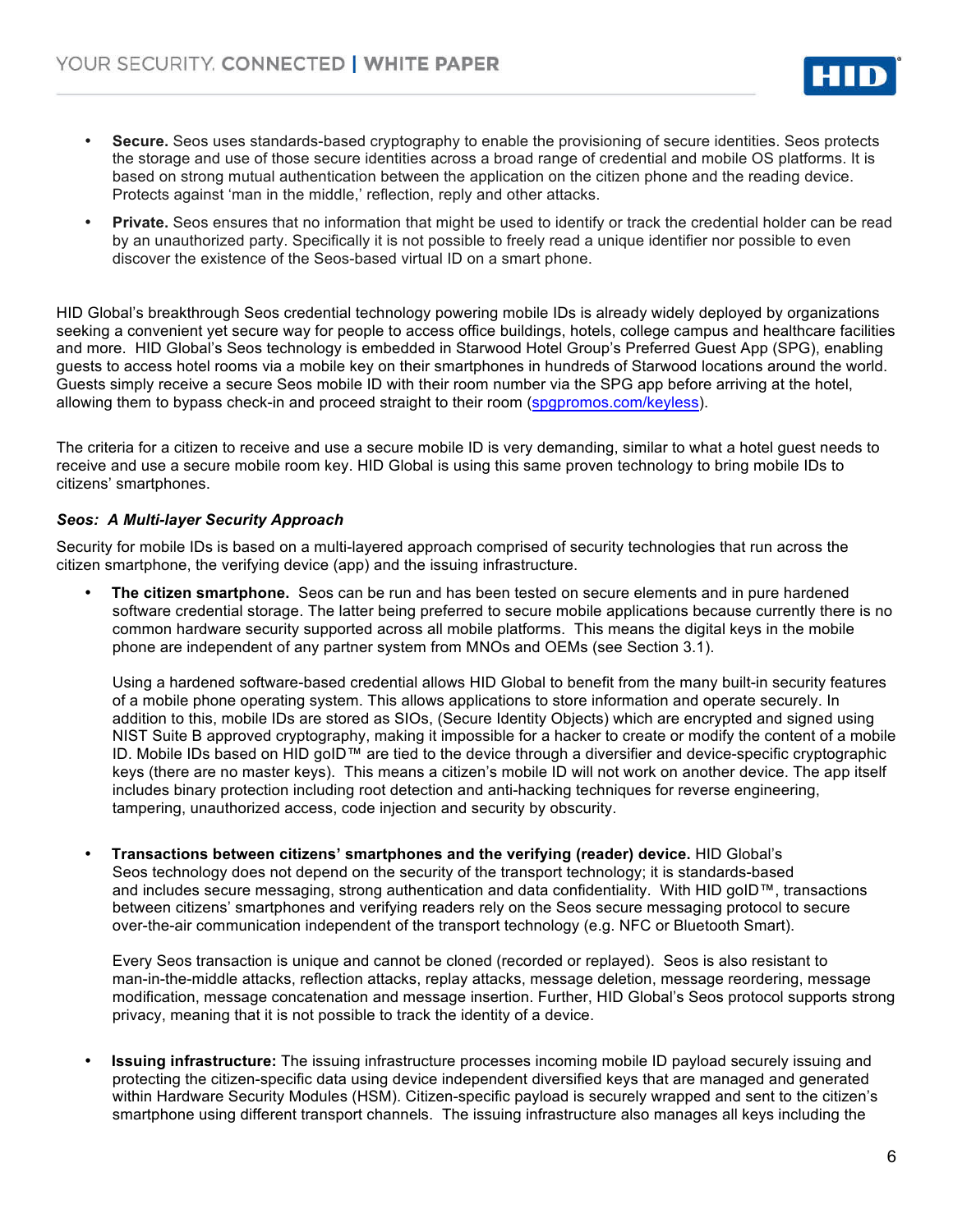- **Secure.** Seos uses standards-based cryptography to enable the provisioning of secure identities. Seos protects the storage and use of those secure identities across a broad range of credential and mobile OS platforms. It is based on strong mutual authentication between the application on the citizen phone and the reading device. Protects against 'man in the middle,' reflection, reply and other attacks.
- **Private.** Seos ensures that no information that might be used to identify or track the credential holder can be read by an unauthorized party. Specifically it is not possible to freely read a unique identifier nor possible to even discover the existence of the Seos-based virtual ID on a smart phone.

HID Global's breakthrough Seos credential technology powering mobile IDs is already widely deployed by organizations seeking a convenient yet secure way for people to access office buildings, hotels, college campus and healthcare facilities and more. HID Global's Seos technology is embedded in Starwood Hotel Group's Preferred Guest App (SPG), enabling guests to access hotel rooms via a mobile key on their smartphones in hundreds of Starwood locations around the world. Guests simply receive a secure Seos mobile ID with their room number via the SPG app before arriving at the hotel, allowing them to bypass check-in and proceed straight to their room (spgpromos.com/keyless).

The criteria for a citizen to receive and use a secure mobile ID is very demanding, similar to what a hotel guest needs to receive and use a secure mobile room key. HID Global is using this same proven technology to bring mobile IDs to citizens' smartphones.

***Seos: A Multi-layer Security Approach***

Security for mobile IDs is based on a multi-layered approach comprised of security technologies that run across the citizen smartphone, the verifying device (app) and the issuing infrastructure.

- **The citizen smartphone.** Seos can be run and has been tested on secure elements and in pure hardened software credential storage. The latter being preferred to secure mobile applications because currently there is no common hardware security supported across all mobile platforms. This means the digital keys in the mobile phone are independent of any partner system from MNOs and OEMs (see Section 3.1).

  Using a hardened software-based credential allows HID Global to benefit from the many built-in security features of a mobile phone operating system. This allows applications to store information and operate securely. In addition to this, mobile IDs are stored as SIOs, (Secure Identity Objects) which are encrypted and signed using NIST Suite B approved cryptography, making it impossible for a hacker to create or modify the content of a mobile ID. Mobile IDs based on HID goID™ are tied to the device through a diversifier and device-specific cryptographic keys (there are no master keys). This means a citizen's mobile ID will not work on another device. The app itself includes binary protection including root detection and anti-hacking techniques for reverse engineering, tampering, unauthorized access, code injection and security by obscurity.

- **Transactions between citizens' smartphones and the verifying (reader) device.** HID Global's Seos technology does not depend on the security of the transport technology; it is standards-based and includes secure messaging, strong authentication and data confidentiality. With HID goID™, transactions between citizens' smartphones and verifying readers rely on the Seos secure messaging protocol to secure over-the-air communication independent of the transport technology (e.g. NFC or Bluetooth Smart).

  Every Seos transaction is unique and cannot be cloned (recorded or replayed). Seos is also resistant to man-in-the-middle attacks, reflection attacks, replay attacks, message deletion, message reordering, message modification, message concatenation and message insertion. Further, HID Global's Seos protocol supports strong privacy, meaning that it is not possible to track the identity of a device.

- **Issuing infrastructure:** The issuing infrastructure processes incoming mobile ID payload securely issuing and protecting the citizen-specific data using device independent diversified keys that are managed and generated within Hardware Security Modules (HSM). Citizen-specific payload is securely wrapped and sent to the citizen's smartphone using different transport channels. The issuing infrastructure also manages all keys including the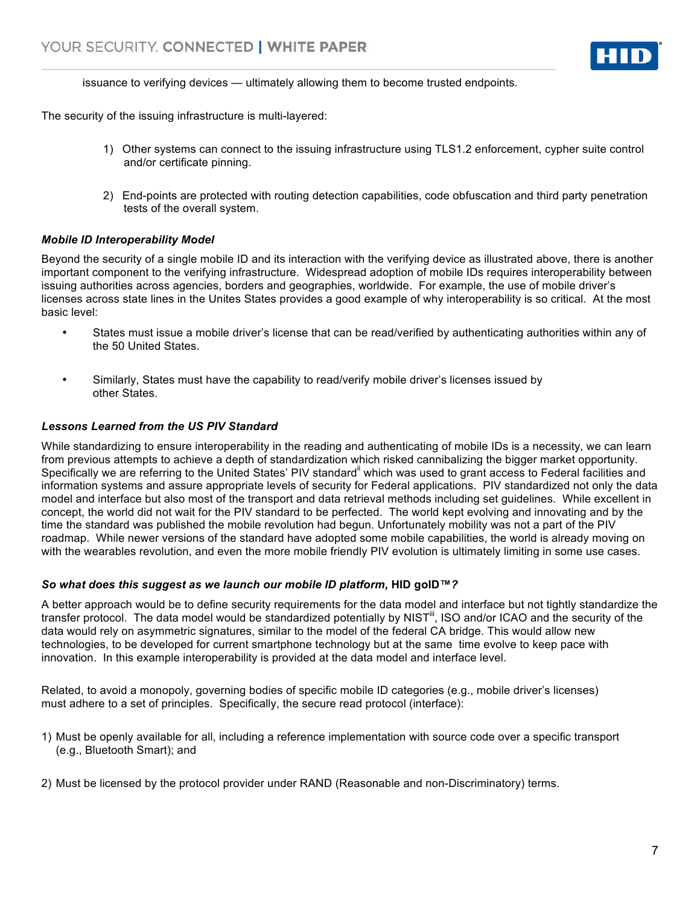issuance to verifying devices — ultimately allowing them to become trusted endpoints.

The security of the issuing infrastructure is multi-layered:

1) Other systems can connect to the issuing infrastructure using TLS1.2 enforcement, cypher suite control and/or certificate pinning.

2) End-points are protected with routing detection capabilities, code obfuscation and third party penetration tests of the overall system.

***Mobile ID Interoperability Model***

Beyond the security of a single mobile ID and its interaction with the verifying device as illustrated above, there is another important component to the verifying infrastructure. Widespread adoption of mobile IDs requires interoperability between issuing authorities across agencies, borders and geographies, worldwide. For example, the use of mobile driver's licenses across state lines in the Unites States provides a good example of why interoperability is so critical. At the most basic level:

- States must issue a mobile driver's license that can be read/verified by authenticating authorities within any of the 50 United States.

- Similarly, States must have the capability to read/verify mobile driver's licenses issued by other States.

***Lessons Learned from the US PIV Standard***

While standardizing to ensure interoperability in the reading and authenticating of mobile IDs is a necessity, we can learn from previous attempts to achieve a depth of standardization which risked cannibalizing the bigger market opportunity. Specifically we are referring to the United States' PIV standard[ii] which was used to grant access to Federal facilities and information systems and assure appropriate levels of security for Federal applications. PIV standardized not only the data model and interface but also most of the transport and data retrieval methods including set guidelines. While excellent in concept, the world did not wait for the PIV standard to be perfected. The world kept evolving and innovating and by the time the standard was published the mobile revolution had begun. Unfortunately mobility was not a part of the PIV roadmap. While newer versions of the standard have adopted some mobile capabilities, the world is already moving on with the wearables revolution, and even the more mobile friendly PIV evolution is ultimately limiting in some use cases.

***So what does this suggest as we launch our mobile ID platform,* HID goID™*?***

A better approach would be to define security requirements for the data model and interface but not tightly standardize the transfer protocol. The data model would be standardized potentially by NIST[iii], ISO and/or ICAO and the security of the data would rely on asymmetric signatures, similar to the model of the federal CA bridge. This would allow new technologies, to be developed for current smartphone technology but at the same time evolve to keep pace with innovation. In this example interoperability is provided at the data model and interface level.

Related, to avoid a monopoly, governing bodies of specific mobile ID categories (e.g., mobile driver's licenses) must adhere to a set of principles. Specifically, the secure read protocol (interface):

1) Must be openly available for all, including a reference implementation with source code over a specific transport (e.g., Bluetooth Smart); and

2) Must be licensed by the protocol provider under RAND (Reasonable and non-Discriminatory) terms.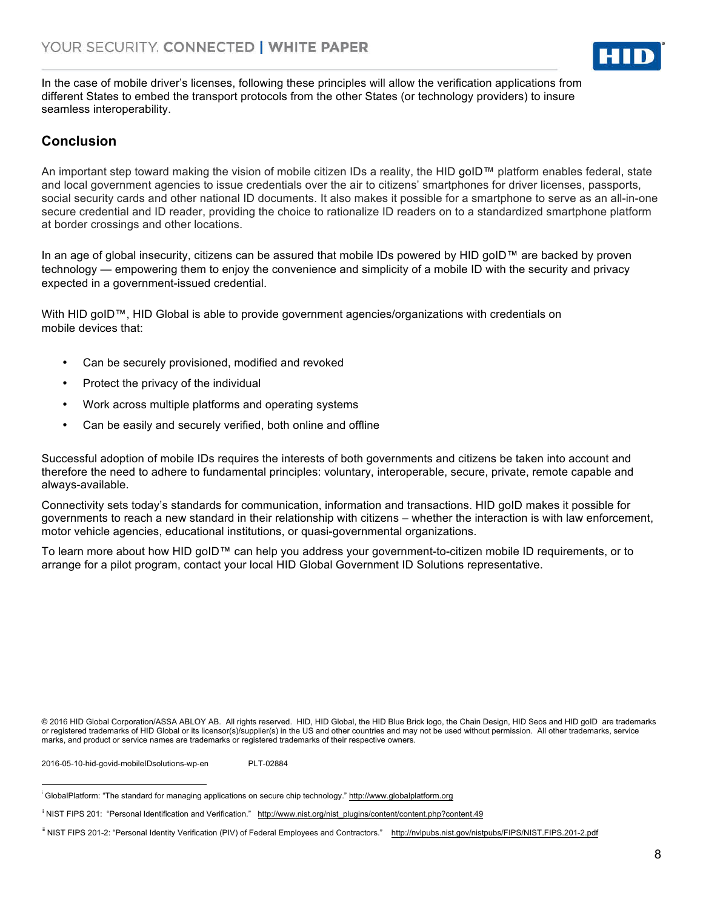In the case of mobile driver's licenses, following these principles will allow the verification applications from different States to embed the transport protocols from the other States (or technology providers) to insure seamless interoperability.

## Conclusion

An important step toward making the vision of mobile citizen IDs a reality, the HID goID™ platform enables federal, state and local government agencies to issue credentials over the air to citizens' smartphones for driver licenses, passports, social security cards and other national ID documents. It also makes it possible for a smartphone to serve as an all-in-one secure credential and ID reader, providing the choice to rationalize ID readers on to a standardized smartphone platform at border crossings and other locations.

In an age of global insecurity, citizens can be assured that mobile IDs powered by HID goID™ are backed by proven technology — empowering them to enjoy the convenience and simplicity of a mobile ID with the security and privacy expected in a government-issued credential.

With HID goID™, HID Global is able to provide government agencies/organizations with credentials on mobile devices that:

- Can be securely provisioned, modified and revoked
- Protect the privacy of the individual
- Work across multiple platforms and operating systems
- Can be easily and securely verified, both online and offline

Successful adoption of mobile IDs requires the interests of both governments and citizens be taken into account and therefore the need to adhere to fundamental principles: voluntary, interoperable, secure, private, remote capable and always-available.

Connectivity sets today's standards for communication, information and transactions. HID goID makes it possible for governments to reach a new standard in their relationship with citizens – whether the interaction is with law enforcement, motor vehicle agencies, educational institutions, or quasi-governmental organizations.

To learn more about how HID goID™ can help you address your government-to-citizen mobile ID requirements, or to arrange for a pilot program, contact your local HID Global Government ID Solutions representative.

© 2016 HID Global Corporation/ASSA ABLOY AB. All rights reserved. HID, HID Global, the HID Blue Brick logo, the Chain Design, HID Seos and HID goID are trademarks or registered trademarks of HID Global or its licensor(s)/supplier(s) in the US and other countries and may not be used without permission. All other trademarks, service marks, and product or service names are trademarks or registered trademarks of their respective owners.

2016-05-10-hid-govid-mobileIDsolutions-wp-en PLT-02884

[i] GlobalPlatform: "The standard for managing applications on secure chip technology." http://www.globalplatform.org

[ii] NIST FIPS 201: "Personal Identification and Verification." http://www.nist.org/nist_plugins/content/content.php?content.49

[iii] NIST FIPS 201-2: "Personal Identity Verification (PIV) of Federal Employees and Contractors." http://nvlpubs.nist.gov/nistpubs/FIPS/NIST.FIPS.201-2.pdf